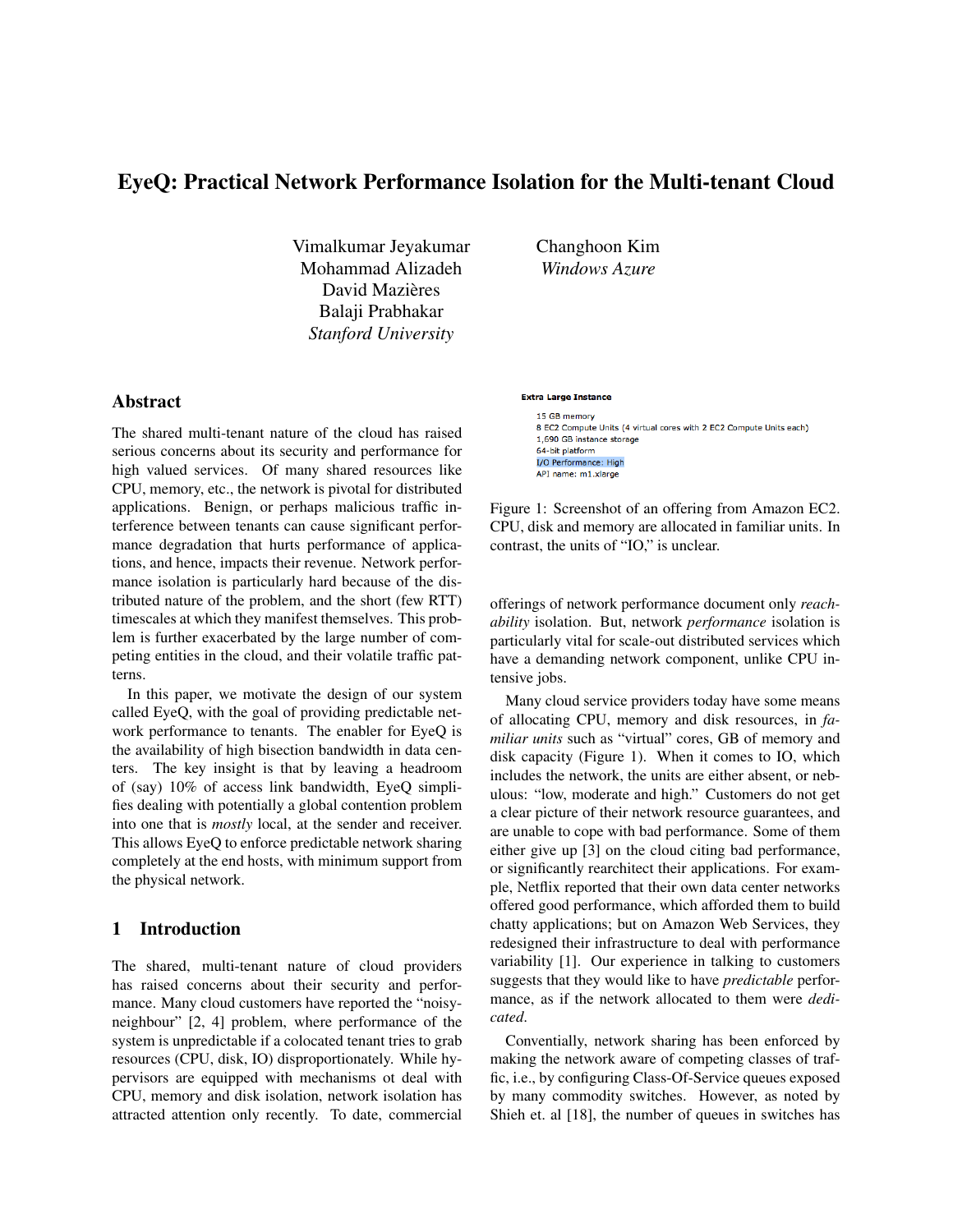# EyeQ: Practical Network Performance Isolation for the Multi-tenant Cloud

Vimalkumar Jeyakumar
Mohammad Alizadeh
David Mazières
Balaji Prabhakar
*Stanford University*

Changhoon Kim
*Windows Azure*

## Abstract

The shared multi-tenant nature of the cloud has raised serious concerns about its security and performance for high valued services. Of many shared resources like CPU, memory, etc., the network is pivotal for distributed applications. Benign, or perhaps malicious traffic interference between tenants can cause significant performance degradation that hurts performance of applications, and hence, impacts their revenue. Network performance isolation is particularly hard because of the distributed nature of the problem, and the short (few RTT) timescales at which they manifest themselves. This problem is further exacerbated by the large number of competing entities in the cloud, and their volatile traffic patterns.

In this paper, we motivate the design of our system called EyeQ, with the goal of providing predictable network performance to tenants. The enabler for EyeQ is the availability of high bisection bandwidth in data centers. The key insight is that by leaving a headroom of (say) 10% of access link bandwidth, EyeQ simplifies dealing with potentially a global contention problem into one that is *mostly* local, at the sender and receiver. This allows EyeQ to enforce predictable network sharing completely at the end hosts, with minimum support from the physical network.

## 1 Introduction

The shared, multi-tenant nature of cloud providers has raised concerns about their security and performance. Many cloud customers have reported the "noisy-neighbour" [2, 4] problem, where performance of the system is unpredictable if a colocated tenant tries to grab resources (CPU, disk, IO) disproportionately. While hypervisors are equipped with mechanisms ot deal with CPU, memory and disk isolation, network isolation has attracted attention only recently. To date, commercial offerings of network performance document only *reachability* isolation. But, network *performance* isolation is particularly vital for scale-out distributed services which have a demanding network component, unlike CPU intensive jobs.

**Extra Large Instance**

15 GB memory
8 EC2 Compute Units (4 virtual cores with 2 EC2 Compute Units each)
1,690 GB instance storage
64-bit platform
I/O Performance: High
API name: m1.xlarge

Figure 1: Screenshot of an offering from Amazon EC2. CPU, disk and memory are allocated in familiar units. In contrast, the units of "IO," is unclear.

Many cloud service providers today have some means of allocating CPU, memory and disk resources, in *familiar units* such as "virtual" cores, GB of memory and disk capacity (Figure 1). When it comes to IO, which includes the network, the units are either absent, or nebulous: "low, moderate and high." Customers do not get a clear picture of their network resource guarantees, and are unable to cope with bad performance. Some of them either give up [3] on the cloud citing bad performance, or significantly rearchitect their applications. For example, Netflix reported that their own data center networks offered good performance, which afforded them to build chatty applications; but on Amazon Web Services, they redesigned their infrastructure to deal with performance variability [1]. Our experience in talking to customers suggests that they would like to have *predictable* performance, as if the network allocated to them were *dedicated*.

Conventially, network sharing has been enforced by making the network aware of competing classes of traffic, i.e., by configuring Class-Of-Service queues exposed by many commodity switches. However, as noted by Shieh et. al [18], the number of queues in switches has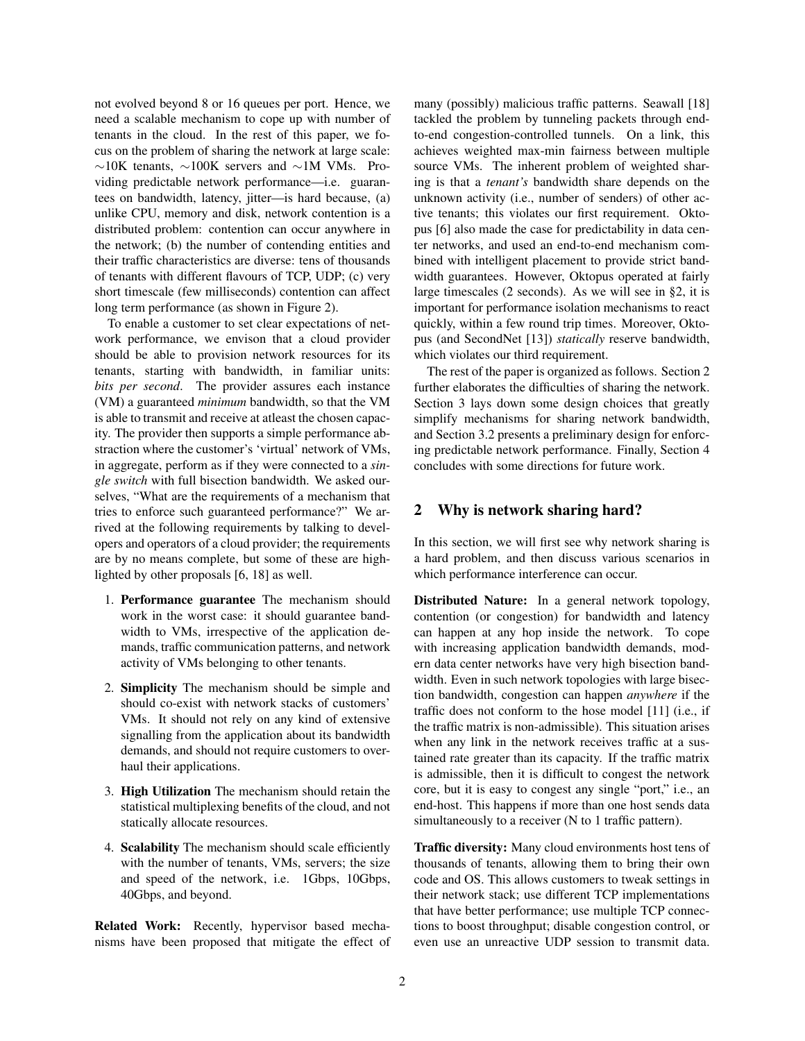not evolved beyond 8 or 16 queues per port. Hence, we need a scalable mechanism to cope up with number of tenants in the cloud. In the rest of this paper, we focus on the problem of sharing the network at large scale: ∼10K tenants, ∼100K servers and ∼1M VMs. Providing predictable network performance—i.e. guarantees on bandwidth, latency, jitter—is hard because, (a) unlike CPU, memory and disk, network contention is a distributed problem: contention can occur anywhere in the network; (b) the number of contending entities and their traffic characteristics are diverse: tens of thousands of tenants with different flavours of TCP, UDP; (c) very short timescale (few milliseconds) contention can affect long term performance (as shown in Figure 2).

To enable a customer to set clear expectations of network performance, we envison that a cloud provider should be able to provision network resources for its tenants, starting with bandwidth, in familiar units: *bits per second*. The provider assures each instance (VM) a guaranteed *minimum* bandwidth, so that the VM is able to transmit and receive at atleast the chosen capacity. The provider then supports a simple performance abstraction where the customer's 'virtual' network of VMs, in aggregate, perform as if they were connected to a *single switch* with full bisection bandwidth. We asked ourselves, "What are the requirements of a mechanism that tries to enforce such guaranteed performance?" We arrived at the following requirements by talking to developers and operators of a cloud provider; the requirements are by no means complete, but some of these are highlighted by other proposals [6, 18] as well.

1. **Performance guarantee** The mechanism should work in the worst case: it should guarantee bandwidth to VMs, irrespective of the application demands, traffic communication patterns, and network activity of VMs belonging to other tenants.
2. **Simplicity** The mechanism should be simple and should co-exist with network stacks of customers' VMs. It should not rely on any kind of extensive signalling from the application about its bandwidth demands, and should not require customers to overhaul their applications.
3. **High Utilization** The mechanism should retain the statistical multiplexing benefits of the cloud, and not statically allocate resources.
4. **Scalability** The mechanism should scale efficiently with the number of tenants, VMs, servers; the size and speed of the network, i.e. 1Gbps, 10Gbps, 40Gbps, and beyond.

**Related Work:** Recently, hypervisor based mechanisms have been proposed that mitigate the effect of many (possibly) malicious traffic patterns. Seawall [18] tackled the problem by tunneling packets through end-to-end congestion-controlled tunnels. On a link, this achieves weighted max-min fairness between multiple source VMs. The inherent problem of weighted sharing is that a *tenant's* bandwidth share depends on the unknown activity (i.e., number of senders) of other active tenants; this violates our first requirement. Oktopus [6] also made the case for predictability in data center networks, and used an end-to-end mechanism combined with intelligent placement to provide strict bandwidth guarantees. However, Oktopus operated at fairly large timescales (2 seconds). As we will see in §2, it is important for performance isolation mechanisms to react quickly, within a few round trip times. Moreover, Oktopus (and SecondNet [13]) *statically* reserve bandwidth, which violates our third requirement.

The rest of the paper is organized as follows. Section 2 further elaborates the difficulties of sharing the network. Section 3 lays down some design choices that greatly simplify mechanisms for sharing network bandwidth, and Section 3.2 presents a preliminary design for enforcing predictable network performance. Finally, Section 4 concludes with some directions for future work.

## 2 Why is network sharing hard?

In this section, we will first see why network sharing is a hard problem, and then discuss various scenarios in which performance interference can occur.

**Distributed Nature:** In a general network topology, contention (or congestion) for bandwidth and latency can happen at any hop inside the network. To cope with increasing application bandwidth demands, modern data center networks have very high bisection bandwidth. Even in such network topologies with large bisection bandwidth, congestion can happen *anywhere* if the traffic does not conform to the hose model [11] (i.e., if the traffic matrix is non-admissible). This situation arises when any link in the network receives traffic at a sustained rate greater than its capacity. If the traffic matrix is admissible, then it is difficult to congest the network core, but it is easy to congest any single "port," i.e., an end-host. This happens if more than one host sends data simultaneously to a receiver (N to 1 traffic pattern).

**Traffic diversity:** Many cloud environments host tens of thousands of tenants, allowing them to bring their own code and OS. This allows customers to tweak settings in their network stack; use different TCP implementations that have better performance; use multiple TCP connections to boost throughput; disable congestion control, or even use an unreactive UDP session to transmit data.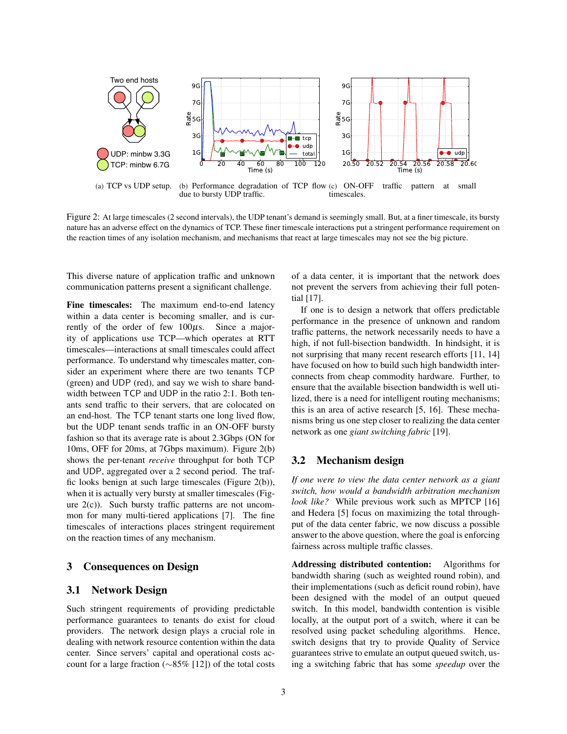(a) TCP vs UDP setup. (b) Performance degradation of TCP flow due to bursty UDP traffic. (c) ON-OFF traffic pattern at small timescales.

Figure 2: At large timescales (2 second intervals), the UDP tenant's demand is seemingly small. But, at a finer timescale, its bursty nature has an adverse effect on the dynamics of TCP. These finer timescale interactions put a stringent performance requirement on the reaction times of any isolation mechanism, and mechanisms that react at large timescales may not see the big picture.

This diverse nature of application traffic and unknown communication patterns present a significant challenge.

**Fine timescales:** The maximum end-to-end latency within a data center is becoming smaller, and is currently of the order of few $100\mu$s. Since a majority of applications use TCP—which operates at RTT timescales—interactions at small timescales could affect performance. To understand why timescales matter, consider an experiment where there are two tenants TCP (green) and UDP (red), and say we wish to share bandwidth between TCP and UDP in the ratio 2:1. Both tenants send traffic to their servers, that are colocated on an end-host. The TCP tenant starts one long lived flow, but the UDP tenant sends traffic in an ON-OFF bursty fashion so that its average rate is about 2.3Gbps (ON for 10ms, OFF for 20ms, at 7Gbps maximum). Figure 2(b) shows the per-tenant *receive* throughput for both TCP and UDP, aggregated over a 2 second period. The traffic looks benign at such large timescales (Figure 2(b)), when it is actually very bursty at smaller timescales (Figure 2(c)). Such bursty traffic patterns are not uncommon for many multi-tiered applications [7]. The fine timescales of interactions places stringent requirement on the reaction times of any mechanism.

# 3 Consequences on Design

## 3.1 Network Design

Such stringent requirements of providing predictable performance guarantees to tenants do exist for cloud providers. The network design plays a crucial role in dealing with network resource contention within the data center. Since servers' capital and operational costs account for a large fraction (∼85% [12]) of the total costs of a data center, it is important that the network does not prevent the servers from achieving their full potential [17].

If one is to design a network that offers predictable performance in the presence of unknown and random traffic patterns, the network necessarily needs to have a high, if not full-bisection bandwidth. In hindsight, it is not surprising that many recent research efforts [11, 14] have focused on how to build such high bandwidth interconnects from cheap commodity hardware. Further, to ensure that the available bisection bandwidth is well utilized, there is a need for intelligent routing mechanisms; this is an area of active research [5, 16]. These mechanisms bring us one step closer to realizing the data center network as one *giant switching fabric* [19].

## 3.2 Mechanism design

*If one were to view the data center network as a giant switch, how would a bandwidth arbitration mechanism look like?* While previous work such as MPTCP [16] and Hedera [5] focus on maximizing the total throughput of the data center fabric, we now discuss a possible answer to the above question, where the goal is enforcing fairness across multiple traffic classes.

**Addressing distributed contention:** Algorithms for bandwidth sharing (such as weighted round robin), and their implementations (such as deficit round robin), have been designed with the model of an output queued switch. In this model, bandwidth contention is visible locally, at the output port of a switch, where it can be resolved using packet scheduling algorithms. Hence, switch designs that try to provide Quality of Service guarantees strive to emulate an output queued switch, using a switching fabric that has some *speedup* over the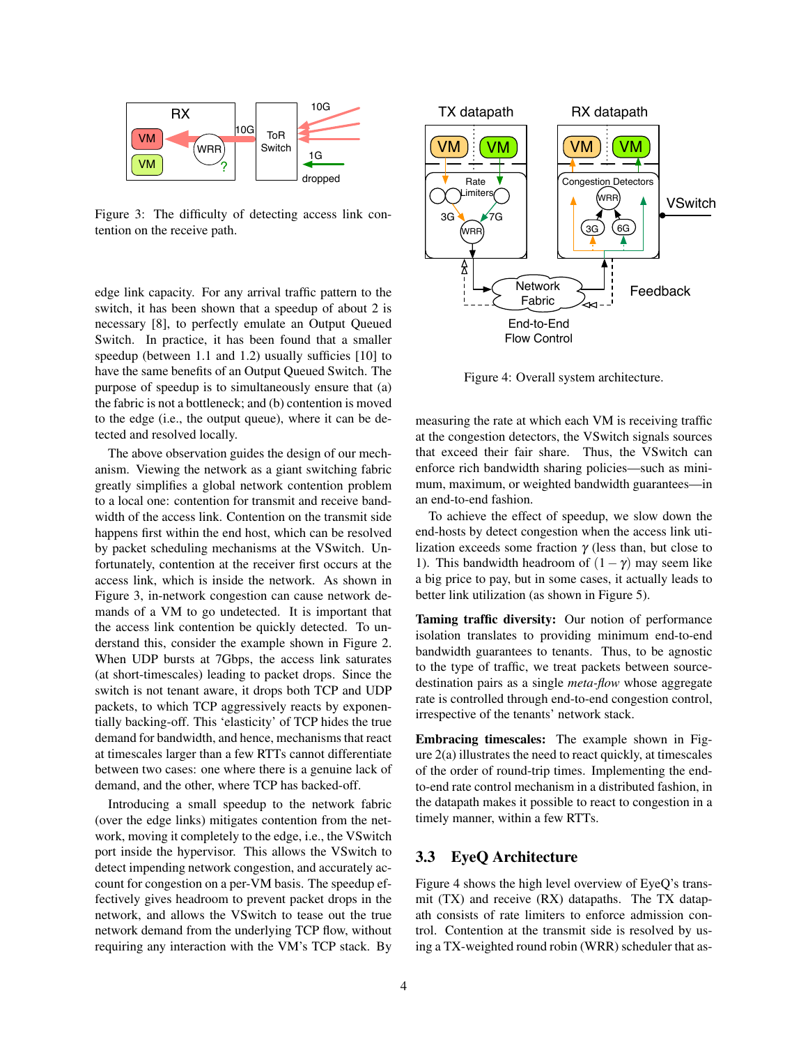Figure 3: The difficulty of detecting access link contention on the receive path.

edge link capacity. For any arrival traffic pattern to the switch, it has been shown that a speedup of about 2 is necessary [8], to perfectly emulate an Output Queued Switch. In practice, it has been found that a smaller speedup (between 1.1 and 1.2) usually suffices [10] to have the same benefits of an Output Queued Switch. The purpose of speedup is to simultaneously ensure that (a) the fabric is not a bottleneck; and (b) contention is moved to the edge (i.e., the output queue), where it can be detected and resolved locally.

The above observation guides the design of our mechanism. Viewing the network as a giant switching fabric greatly simplifies a global network contention problem to a local one: contention for transmit and receive bandwidth of the access link. Contention on the transmit side happens first within the end host, which can be resolved by packet scheduling mechanisms at the VSwitch. Unfortunately, contention at the receiver first occurs at the access link, which is inside the network. As shown in Figure 3, in-network congestion can cause network demands of a VM to go undetected. It is important that the access link contention be quickly detected. To understand this, consider the example shown in Figure 2. When UDP bursts at 7Gbps, the access link saturates (at short-timescales) leading to packet drops. Since the switch is not tenant aware, it drops both TCP and UDP packets, to which TCP aggressively reacts by exponentially backing-off. This 'elasticity' of TCP hides the true demand for bandwidth, and hence, mechanisms that react at timescales larger than a few RTTs cannot differentiate between two cases: one where there is a genuine lack of demand, and the other, where TCP has backed-off.

Introducing a small speedup to the network fabric (over the edge links) mitigates contention from the network, moving it completely to the edge, i.e., the VSwitch port inside the hypervisor. This allows the VSwitch to detect impending network congestion, and accurately account for congestion on a per-VM basis. The speedup effectively gives headroom to prevent packet drops in the network, and allows the VSwitch to tease out the true network demand from the underlying TCP flow, without requiring any interaction with the VM's TCP stack. By measuring the rate at which each VM is receiving traffic at the congestion detectors, the VSwitch signals sources that exceed their fair share. Thus, the VSwitch can enforce rich bandwidth sharing policies—such as minimum, maximum, or weighted bandwidth guarantees—in an end-to-end fashion.

Figure 4: Overall system architecture.

To achieve the effect of speedup, we slow down the end-hosts by detect congestion when the access link utilization exceeds some fraction $\gamma$ (less than, but close to 1). This bandwidth headroom of $(1-\gamma)$ may seem like a big price to pay, but in some cases, it actually leads to better link utilization (as shown in Figure 5).

**Taming traffic diversity:** Our notion of performance isolation translates to providing minimum end-to-end bandwidth guarantees to tenants. Thus, to be agnostic to the type of traffic, we treat packets between source-destination pairs as a single *meta-flow* whose aggregate rate is controlled through end-to-end congestion control, irrespective of the tenants' network stack.

**Embracing timescales:** The example shown in Figure 2(a) illustrates the need to react quickly, at timescales of the order of round-trip times. Implementing the end-to-end rate control mechanism in a distributed fashion, in the datapath makes it possible to react to congestion in a timely manner, within a few RTTs.

## 3.3 EyeQ Architecture

Figure 4 shows the high level overview of EyeQ's transmit (TX) and receive (RX) datapaths. The TX datapath consists of rate limiters to enforce admission control. Contention at the transmit side is resolved by using a TX-weighted round robin (WRR) scheduler that as-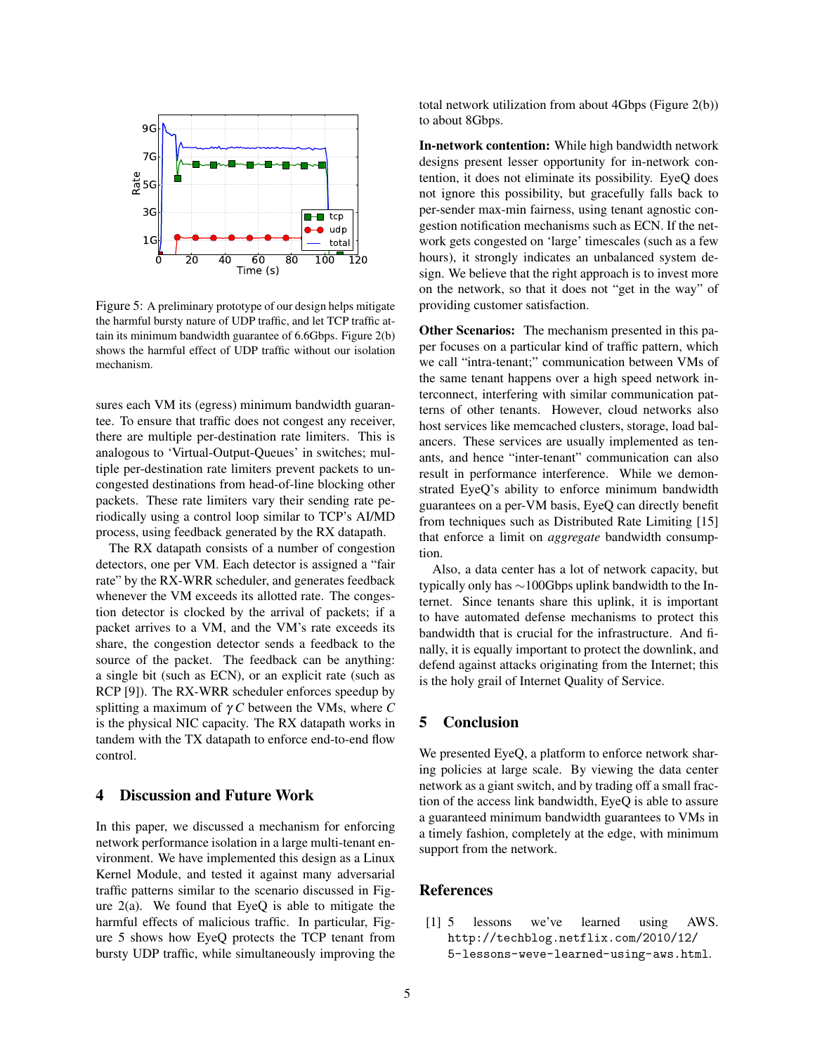Figure 5: A preliminary prototype of our design helps mitigate the harmful bursty nature of UDP traffic, and let TCP traffic attain its minimum bandwidth guarantee of 6.6Gbps. Figure 2(b) shows the harmful effect of UDP traffic without our isolation mechanism.

sures each VM its (egress) minimum bandwidth guarantee. To ensure that traffic does not congest any receiver, there are multiple per-destination rate limiters. This is analogous to 'Virtual-Output-Queues' in switches; multiple per-destination rate limiters prevent packets to uncongested destinations from head-of-line blocking other packets. These rate limiters vary their sending rate periodically using a control loop similar to TCP's AI/MD process, using feedback generated by the RX datapath.

The RX datapath consists of a number of congestion detectors, one per VM. Each detector is assigned a "fair rate" by the RX-WRR scheduler, and generates feedback whenever the VM exceeds its allotted rate. The congestion detector is clocked by the arrival of packets; if a packet arrives to a VM, and the VM's rate exceeds its share, the congestion detector sends a feedback to the source of the packet. The feedback can be anything: a single bit (such as ECN), or an explicit rate (such as RCP [9]). The RX-WRR scheduler enforces speedup by splitting a maximum of $\gamma C$ between the VMs, where $C$ is the physical NIC capacity. The RX datapath works in tandem with the TX datapath to enforce end-to-end flow control.

## 4 Discussion and Future Work

In this paper, we discussed a mechanism for enforcing network performance isolation in a large multi-tenant environment. We have implemented this design as a Linux Kernel Module, and tested it against many adversarial traffic patterns similar to the scenario discussed in Figure 2(a). We found that EyeQ is able to mitigate the harmful effects of malicious traffic. In particular, Figure 5 shows how EyeQ protects the TCP tenant from bursty UDP traffic, while simultaneously improving the total network utilization from about 4Gbps (Figure 2(b)) to about 8Gbps.

**In-network contention:** While high bandwidth network designs present lesser opportunity for in-network contention, it does not eliminate its possibility. EyeQ does not ignore this possibility, but gracefully falls back to per-sender max-min fairness, using tenant agnostic congestion notification mechanisms such as ECN. If the network gets congested on 'large' timescales (such as a few hours), it strongly indicates an unbalanced system design. We believe that the right approach is to invest more on the network, so that it does not "get in the way" of providing customer satisfaction.

**Other Scenarios:** The mechanism presented in this paper focuses on a particular kind of traffic pattern, which we call "intra-tenant;" communication between VMs of the same tenant happens over a high speed network interconnect, interfering with similar communication patterns of other tenants. However, cloud networks also host services like memcached clusters, storage, load balancers. These services are usually implemented as tenants, and hence "inter-tenant" communication can also result in performance interference. While we demonstrated EyeQ's ability to enforce minimum bandwidth guarantees on a per-VM basis, EyeQ can directly benefit from techniques such as Distributed Rate Limiting [15] that enforce a limit on *aggregate* bandwidth consumption.

Also, a data center has a lot of network capacity, but typically only has ∼100Gbps uplink bandwidth to the Internet. Since tenants share this uplink, it is important to have automated defense mechanisms to protect this bandwidth that is crucial for the infrastructure. And finally, it is equally important to protect the downlink, and defend against attacks originating from the Internet; this is the holy grail of Internet Quality of Service.

## 5 Conclusion

We presented EyeQ, a platform to enforce network sharing policies at large scale. By viewing the data center network as a giant switch, and by trading off a small fraction of the access link bandwidth, EyeQ is able to assure a guaranteed minimum bandwidth guarantees to VMs in a timely fashion, completely at the edge, with minimum support from the network.

## References

[1] 5 lessons we've learned using AWS. `http://techblog.netflix.com/2010/12/5-lessons-weve-learned-using-aws.html`.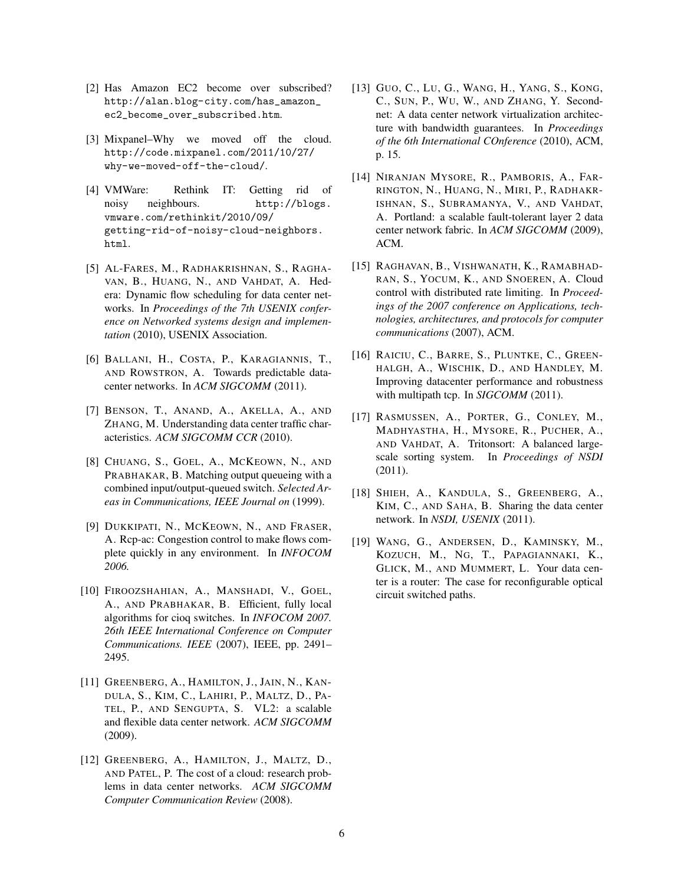[2] Has Amazon EC2 become over subscribed? `http://alan.blog-city.com/has_amazon_ec2_become_over_subscribed.htm`.

[3] Mixpanel–Why we moved off the cloud. `http://code.mixpanel.com/2011/10/27/why-we-moved-off-the-cloud/`.

[4] VMWare: Rethink IT: Getting rid of noisy neighbours. `http://blogs.vmware.com/rethinkit/2010/09/getting-rid-of-noisy-cloud-neighbors.html`.

[5] Al-Fares, M., Radhakrishnan, S., Raghavan, B., Huang, N., and Vahdat, A. Hedera: Dynamic flow scheduling for data center networks. In *Proceedings of the 7th USENIX conference on Networked systems design and implementation* (2010), USENIX Association.

[6] Ballani, H., Costa, P., Karagiannis, T., and Rowstron, A. Towards predictable datacenter networks. In *ACM SIGCOMM* (2011).

[7] Benson, T., Anand, A., Akella, A., and Zhang, M. Understanding data center traffic characteristics. *ACM SIGCOMM CCR* (2010).

[8] Chuang, S., Goel, A., McKeown, N., and Prabhakar, B. Matching output queueing with a combined input/output-queued switch. *Selected Areas in Communications, IEEE Journal on* (1999).

[9] Dukkipati, N., McKeown, N., and Fraser, A. Rcp-ac: Congestion control to make flows complete quickly in any environment. In *INFOCOM 2006.*

[10] Firoozshahian, A., Manshadi, V., Goel, A., and Prabhakar, B. Efficient, fully local algorithms for cioq switches. In *INFOCOM 2007. 26th IEEE International Conference on Computer Communications. IEEE* (2007), IEEE, pp. 2491–2495.

[11] Greenberg, A., Hamilton, J., Jain, N., Kandula, S., Kim, C., Lahiri, P., Maltz, D., Patel, P., and Sengupta, S. VL2: a scalable and flexible data center network. *ACM SIGCOMM* (2009).

[12] Greenberg, A., Hamilton, J., Maltz, D., and Patel, P. The cost of a cloud: research problems in data center networks. *ACM SIGCOMM Computer Communication Review* (2008).

[13] Guo, C., Lu, G., Wang, H., Yang, S., Kong, C., Sun, P., Wu, W., and Zhang, Y. Secondnet: A data center network virtualization architecture with bandwidth guarantees. In *Proceedings of the 6th International COnference* (2010), ACM, p. 15.

[14] Niranjan Mysore, R., Pamboris, A., Farrington, N., Huang, N., Miri, P., Radhakrishnan, S., Subramanya, V., and Vahdat, A. Portland: a scalable fault-tolerant layer 2 data center network fabric. In *ACM SIGCOMM* (2009), ACM.

[15] Raghavan, B., Vishwanath, K., Ramabhadran, S., Yocum, K., and Snoeren, A. Cloud control with distributed rate limiting. In *Proceedings of the 2007 conference on Applications, technologies, architectures, and protocols for computer communications* (2007), ACM.

[16] Raiciu, C., Barre, S., Pluntke, C., Greenhalgh, A., Wischik, D., and Handley, M. Improving datacenter performance and robustness with multipath tcp. In *SIGCOMM* (2011).

[17] Rasmussen, A., Porter, G., Conley, M., Madhyastha, H., Mysore, R., Pucher, A., and Vahdat, A. Tritonsort: A balanced large-scale sorting system. In *Proceedings of NSDI* (2011).

[18] Shieh, A., Kandula, S., Greenberg, A., Kim, C., and Saha, B. Sharing the data center network. In *NSDI, USENIX* (2011).

[19] Wang, G., Andersen, D., Kaminsky, M., Kozuch, M., Ng, T., Papagiannaki, K., Glick, M., and Mummert, L. Your data center is a router: The case for reconfigurable optical circuit switched paths.